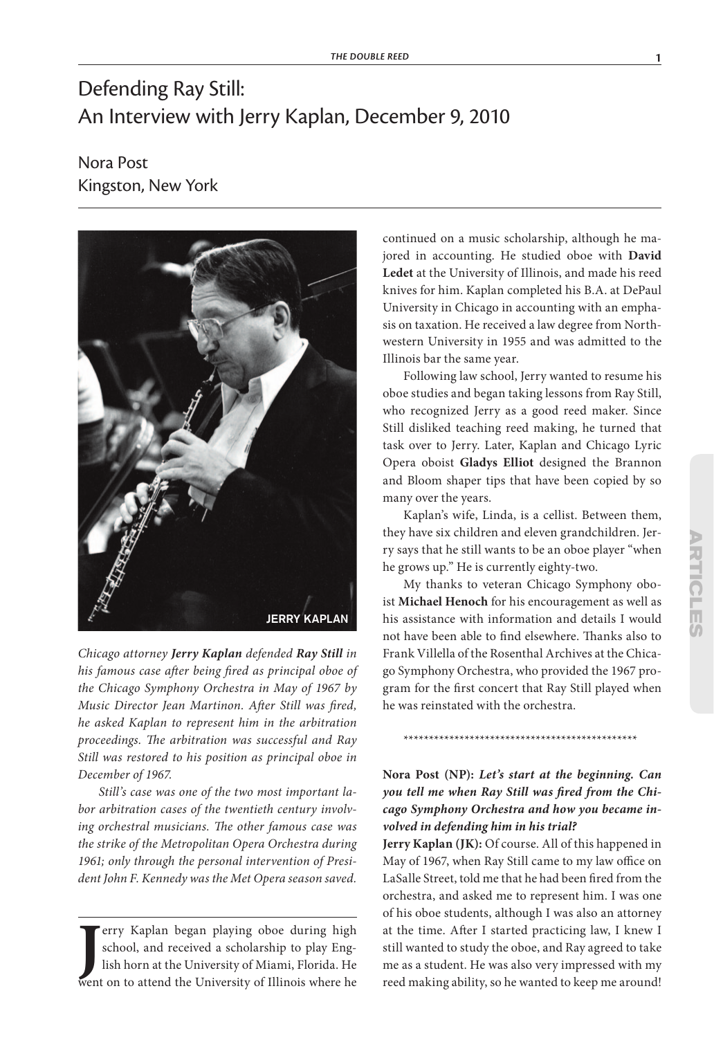# Defending Ray Still: An Interview with Jerry Kaplan, December 9, 2010

Nora Post
Kingston, New York

JERRY KAPLAN

*Chicago attorney **Jerry Kaplan** defended **Ray Still** in his famous case after being fired as principal oboe of the Chicago Symphony Orchestra in May of 1967 by Music Director Jean Martinon. After Still was fired, he asked Kaplan to represent him in the arbitration proceedings. The arbitration was successful and Ray Still was restored to his position as principal oboe in December of 1967.*

*Still's case was one of the two most important labor arbitration cases of the twentieth century involving orchestral musicians. The other famous case was the strike of the Metropolitan Opera Orchestra during 1961; only through the personal intervention of President John F. Kennedy was the Met Opera season saved.*

Jerry Kaplan began playing oboe during high school, and received a scholarship to play English horn at the University of Miami, Florida. He went on to attend the University of Illinois where he continued on a music scholarship, although he majored in accounting. He studied oboe with **David Ledet** at the University of Illinois, and made his reed knives for him. Kaplan completed his B.A. at DePaul University in Chicago in accounting with an emphasis on taxation. He received a law degree from Northwestern University in 1955 and was admitted to the Illinois bar the same year.

Following law school, Jerry wanted to resume his oboe studies and began taking lessons from Ray Still, who recognized Jerry as a good reed maker. Since Still disliked teaching reed making, he turned that task over to Jerry. Later, Kaplan and Chicago Lyric Opera oboist **Gladys Elliot** designed the Brannon and Bloom shaper tips that have been copied by so many over the years.

Kaplan's wife, Linda, is a cellist. Between them, they have six children and eleven grandchildren. Jerry says that he still wants to be an oboe player "when he grows up." He is currently eighty-two.

My thanks to veteran Chicago Symphony oboist **Michael Henoch** for his encouragement as well as his assistance with information and details I would not have been able to find elsewhere. Thanks also to Frank Villella of the Rosenthal Archives at the Chicago Symphony Orchestra, who provided the 1967 program for the first concert that Ray Still played when he was reinstated with the orchestra.

\*\*\*\*\*\*\*\*\*\*\*\*\*\*\*\*\*\*\*\*\*\*\*\*\*\*\*\*\*\*\*\*\*\*\*\*\*\*\*\*\*\*\*\*\*\*\*\*

**Nora Post (NP):** ***Let's start at the beginning. Can you tell me when Ray Still was fired from the Chicago Symphony Orchestra and how you became involved in defending him in his trial?***

**Jerry Kaplan (JK):** Of course. All of this happened in May of 1967, when Ray Still came to my law office on LaSalle Street, told me that he had been fired from the orchestra, and asked me to represent him. I was one of his oboe students, although I was also an attorney at the time. After I started practicing law, I knew I still wanted to study the oboe, and Ray agreed to take me as a student. He was also very impressed with my reed making ability, so he wanted to keep me around!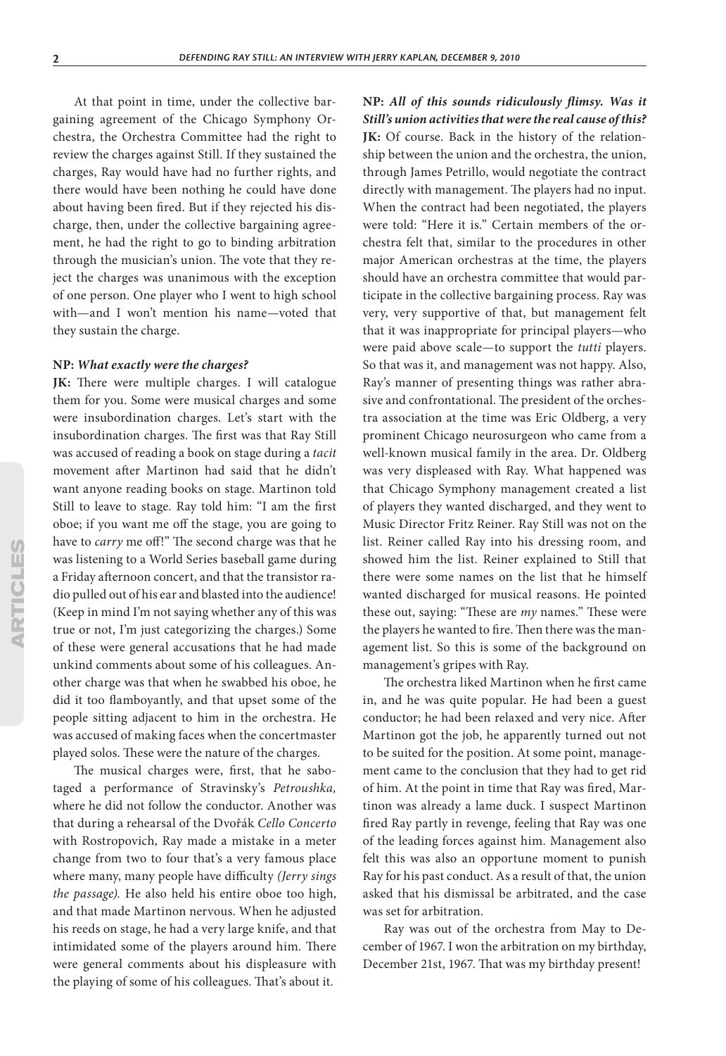At that point in time, under the collective bargaining agreement of the Chicago Symphony Orchestra, the Orchestra Committee had the right to review the charges against Still. If they sustained the charges, Ray would have had no further rights, and there would have been nothing he could have done about having been fired. But if they rejected his discharge, then, under the collective bargaining agreement, he had the right to go to binding arbitration through the musician's union. The vote that they reject the charges was unanimous with the exception of one person. One player who I went to high school with—and I won't mention his name—voted that they sustain the charge.

**NP: *What exactly were the charges?***

**JK:** There were multiple charges. I will catalogue them for you. Some were musical charges and some were insubordination charges. Let's start with the insubordination charges. The first was that Ray Still was accused of reading a book on stage during a *tacit* movement after Martinon had said that he didn't want anyone reading books on stage. Martinon told Still to leave to stage. Ray told him: "I am the first oboe; if you want me off the stage, you are going to have to *carry* me off!" The second charge was that he was listening to a World Series baseball game during a Friday afternoon concert, and that the transistor radio pulled out of his ear and blasted into the audience! (Keep in mind I'm not saying whether any of this was true or not, I'm just categorizing the charges.) Some of these were general accusations that he had made unkind comments about some of his colleagues. Another charge was that when he swabbed his oboe, he did it too flamboyantly, and that upset some of the people sitting adjacent to him in the orchestra. He was accused of making faces when the concertmaster played solos. These were the nature of the charges.

The musical charges were, first, that he sabotaged a performance of Stravinsky's *Petroushka,* where he did not follow the conductor. Another was that during a rehearsal of the Dvořák *Cello Concerto* with Rostropovich, Ray made a mistake in a meter change from two to four that's a very famous place where many, many people have difficulty *(Jerry sings the passage).* He also held his entire oboe too high, and that made Martinon nervous. When he adjusted his reeds on stage, he had a very large knife, and that intimidated some of the players around him. There were general comments about his displeasure with the playing of some of his colleagues. That's about it.

**NP: *All of this sounds ridiculously flimsy. Was it Still's union activities that were the real cause of this?***

**JK:** Of course. Back in the history of the relationship between the union and the orchestra, the union, through James Petrillo, would negotiate the contract directly with management. The players had no input. When the contract had been negotiated, the players were told: "Here it is." Certain members of the orchestra felt that, similar to the procedures in other major American orchestras at the time, the players should have an orchestra committee that would participate in the collective bargaining process. Ray was very, very supportive of that, but management felt that it was inappropriate for principal players—who were paid above scale—to support the *tutti* players. So that was it, and management was not happy. Also, Ray's manner of presenting things was rather abrasive and confrontational. The president of the orchestra association at the time was Eric Oldberg, a very prominent Chicago neurosurgeon who came from a well-known musical family in the area. Dr. Oldberg was very displeased with Ray. What happened was that Chicago Symphony management created a list of players they wanted discharged, and they went to Music Director Fritz Reiner. Ray Still was not on the list. Reiner called Ray into his dressing room, and showed him the list. Reiner explained to Still that there were some names on the list that he himself wanted discharged for musical reasons. He pointed these out, saying: "These are *my* names." These were the players he wanted to fire. Then there was the management list. So this is some of the background on management's gripes with Ray.

The orchestra liked Martinon when he first came in, and he was quite popular. He had been a guest conductor; he had been relaxed and very nice. After Martinon got the job, he apparently turned out not to be suited for the position. At some point, management came to the conclusion that they had to get rid of him. At the point in time that Ray was fired, Martinon was already a lame duck. I suspect Martinon fired Ray partly in revenge, feeling that Ray was one of the leading forces against him. Management also felt this was also an opportune moment to punish Ray for his past conduct. As a result of that, the union asked that his dismissal be arbitrated, and the case was set for arbitration.

Ray was out of the orchestra from May to December of 1967. I won the arbitration on my birthday, December 21st, 1967. That was my birthday present!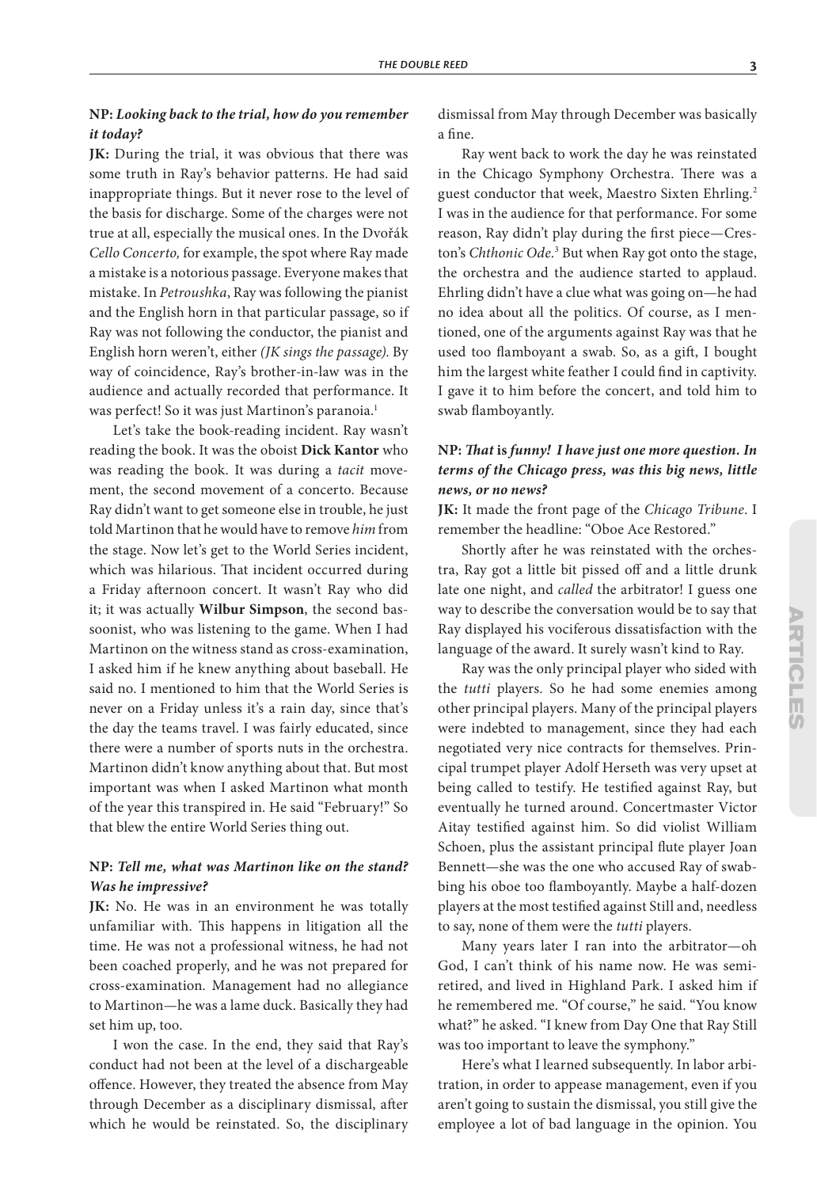**NP: *Looking back to the trial, how do you remember it today?***

**JK:** During the trial, it was obvious that there was some truth in Ray's behavior patterns. He had said inappropriate things. But it never rose to the level of the basis for discharge. Some of the charges were not true at all, especially the musical ones. In the Dvořák *Cello Concerto,* for example, the spot where Ray made a mistake is a notorious passage. Everyone makes that mistake. In *Petroushka*, Ray was following the pianist and the English horn in that particular passage, so if Ray was not following the conductor, the pianist and English horn weren't, either *(JK sings the passage)*. By way of coincidence, Ray's brother-in-law was in the audience and actually recorded that performance. It was perfect! So it was just Martinon's paranoia.[1]

Let's take the book-reading incident. Ray wasn't reading the book. It was the oboist **Dick Kantor** who was reading the book. It was during a *tacit* movement, the second movement of a concerto. Because Ray didn't want to get someone else in trouble, he just told Martinon that he would have to remove *him* from the stage. Now let's get to the World Series incident, which was hilarious. That incident occurred during a Friday afternoon concert. It wasn't Ray who did it; it was actually **Wilbur Simpson**, the second bassoonist, who was listening to the game. When I had Martinon on the witness stand as cross-examination, I asked him if he knew anything about baseball. He said no. I mentioned to him that the World Series is never on a Friday unless it's a rain day, since that's the day the teams travel. I was fairly educated, since there were a number of sports nuts in the orchestra. Martinon didn't know anything about that. But most important was when I asked Martinon what month of the year this transpired in. He said "February!" So that blew the entire World Series thing out.

**NP: *Tell me, what was Martinon like on the stand? Was he impressive?***

**JK:** No. He was in an environment he was totally unfamiliar with. This happens in litigation all the time. He was not a professional witness, he had not been coached properly, and he was not prepared for cross-examination. Management had no allegiance to Martinon—he was a lame duck. Basically they had set him up, too.

I won the case. In the end, they said that Ray's conduct had not been at the level of a dischargeable offence. However, they treated the absence from May through December as a disciplinary dismissal, after which he would be reinstated. So, the disciplinary dismissal from May through December was basically a fine.

Ray went back to work the day he was reinstated in the Chicago Symphony Orchestra. There was a guest conductor that week, Maestro Sixten Ehrling.[2] I was in the audience for that performance. For some reason, Ray didn't play during the first piece—Creston's *Chthonic Ode.*[3] But when Ray got onto the stage, the orchestra and the audience started to applaud. Ehrling didn't have a clue what was going on—he had no idea about all the politics. Of course, as I mentioned, one of the arguments against Ray was that he used too flamboyant a swab. So, as a gift, I bought him the largest white feather I could find in captivity. I gave it to him before the concert, and told him to swab flamboyantly.

**NP: *That* is *funny! I have just one more question. In terms of the Chicago press, was this big news, little news, or no news?***

**JK:** It made the front page of the *Chicago Tribune*. I remember the headline: "Oboe Ace Restored."

Shortly after he was reinstated with the orchestra, Ray got a little bit pissed off and a little drunk late one night, and *called* the arbitrator! I guess one way to describe the conversation would be to say that Ray displayed his vociferous dissatisfaction with the language of the award. It surely wasn't kind to Ray.

Ray was the only principal player who sided with the *tutti* players. So he had some enemies among other principal players. Many of the principal players were indebted to management, since they had each negotiated very nice contracts for themselves. Principal trumpet player Adolf Herseth was very upset at being called to testify. He testified against Ray, but eventually he turned around. Concertmaster Victor Aitay testified against him. So did violist William Schoen, plus the assistant principal flute player Joan Bennett—she was the one who accused Ray of swabbing his oboe too flamboyantly. Maybe a half-dozen players at the most testified against Still and, needless to say, none of them were the *tutti* players.

Many years later I ran into the arbitrator—oh God, I can't think of his name now. He was semi-retired, and lived in Highland Park. I asked him if he remembered me. "Of course," he said. "You know what?" he asked. "I knew from Day One that Ray Still was too important to leave the symphony."

Here's what I learned subsequently. In labor arbitration, in order to appease management, even if you aren't going to sustain the dismissal, you still give the employee a lot of bad language in the opinion. You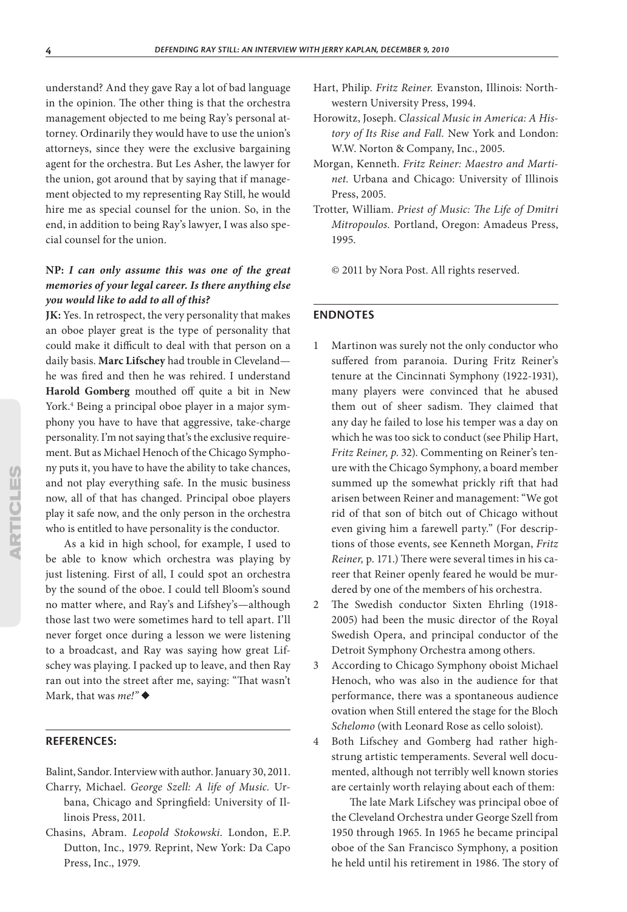understand? And they gave Ray a lot of bad language in the opinion. The other thing is that the orchestra management objected to me being Ray's personal attorney. Ordinarily they would have to use the union's attorneys, since they were the exclusive bargaining agent for the orchestra. But Les Asher, the lawyer for the union, got around that by saying that if management objected to my representing Ray Still, he would hire me as special counsel for the union. So, in the end, in addition to being Ray's lawyer, I was also special counsel for the union.

**NP:** ***I can only assume this was one of the great memories of your legal career. Is there anything else you would like to add to all of this?***

**JK:** Yes. In retrospect, the very personality that makes an oboe player great is the type of personality that could make it difficult to deal with that person on a daily basis. **Marc Lifschey** had trouble in Cleveland—he was fired and then he was rehired. I understand **Harold Gomberg** mouthed off quite a bit in New York.[4] Being a principal oboe player in a major symphony you have to have that aggressive, take-charge personality. I'm not saying that's the exclusive requirement. But as Michael Henoch of the Chicago Symphony puts it, you have to have the ability to take chances, and not play everything safe. In the music business now, all of that has changed. Principal oboe players play it safe now, and the only person in the orchestra who is entitled to have personality is the conductor.

As a kid in high school, for example, I used to be able to know which orchestra was playing by just listening. First of all, I could spot an orchestra by the sound of the oboe. I could tell Bloom's sound no matter where, and Ray's and Lifshey's—although those last two were sometimes hard to tell apart. I'll never forget once during a lesson we were listening to a broadcast, and Ray was saying how great Lifschey was playing. I packed up to leave, and then Ray ran out into the street after me, saying: "That wasn't Mark, that was *me!*" ◆

## REFERENCES:

Balint, Sandor. Interview with author. January 30, 2011.

Charry, Michael. *George Szell: A life of Music.* Urbana, Chicago and Springfield: University of Illinois Press, 2011.

Chasins, Abram. *Leopold Stokowski*. London, E.P. Dutton, Inc., 1979. Reprint, New York: Da Capo Press, Inc., 1979.

Hart, Philip. *Fritz Reiner.* Evanston, Illinois: Northwestern University Press, 1994.

Horowitz, Joseph. *Classical Music in America: A History of Its Rise and Fall.* New York and London: W.W. Norton & Company, Inc., 2005.

Morgan, Kenneth. *Fritz Reiner: Maestro and Martinet.* Urbana and Chicago: University of Illinois Press, 2005.

Trotter, William. *Priest of Music: The Life of Dmitri Mitropoulos.* Portland, Oregon: Amadeus Press, 1995.

© 2011 by Nora Post. All rights reserved.

## ENDNOTES

1. Martinon was surely not the only conductor who suffered from paranoia. During Fritz Reiner's tenure at the Cincinnati Symphony (1922-1931), many players were convinced that he abused them out of sheer sadism. They claimed that any day he failed to lose his temper was a day on which he was too sick to conduct (see Philip Hart, *Fritz Reiner, p.* 32). Commenting on Reiner's tenure with the Chicago Symphony, a board member summed up the somewhat prickly rift that had arisen between Reiner and management: "We got rid of that son of bitch out of Chicago without even giving him a farewell party." (For descriptions of those events, see Kenneth Morgan, *Fritz Reiner,* p. 171.) There were several times in his career that Reiner openly feared he would be murdered by one of the members of his orchestra.
2. The Swedish conductor Sixten Ehrling (1918-2005) had been the music director of the Royal Swedish Opera, and principal conductor of the Detroit Symphony Orchestra among others.
3. According to Chicago Symphony oboist Michael Henoch, who was also in the audience for that performance, there was a spontaneous audience ovation when Still entered the stage for the Bloch *Schelomo* (with Leonard Rose as cello soloist).
4. Both Lifschey and Gomberg had rather high-strung artistic temperaments. Several well documented, although not terribly well known stories are certainly worth relaying about each of them:

   The late Mark Lifschey was principal oboe of the Cleveland Orchestra under George Szell from 1950 through 1965. In 1965 he became principal oboe of the San Francisco Symphony, a position he held until his retirement in 1986. The story of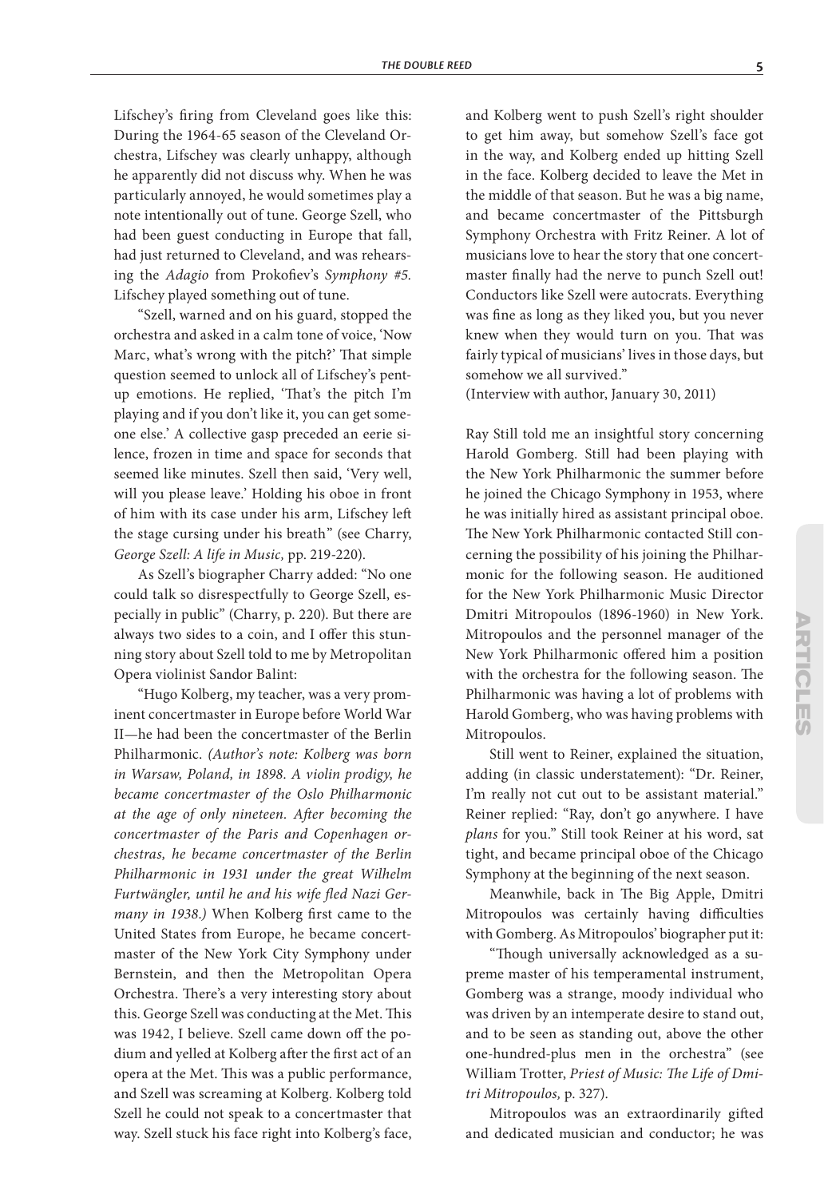Lifschey's firing from Cleveland goes like this: During the 1964-65 season of the Cleveland Orchestra, Lifschey was clearly unhappy, although he apparently did not discuss why. When he was particularly annoyed, he would sometimes play a note intentionally out of tune. George Szell, who had been guest conducting in Europe that fall, had just returned to Cleveland, and was rehearsing the *Adagio* from Prokofiev's *Symphony #5*. Lifschey played something out of tune.

"Szell, warned and on his guard, stopped the orchestra and asked in a calm tone of voice, 'Now Marc, what's wrong with the pitch?' That simple question seemed to unlock all of Lifschey's pent-up emotions. He replied, 'That's the pitch I'm playing and if you don't like it, you can get someone else.' A collective gasp preceded an eerie silence, frozen in time and space for seconds that seemed like minutes. Szell then said, 'Very well, will you please leave.' Holding his oboe in front of him with its case under his arm, Lifschey left the stage cursing under his breath" (see Charry, *George Szell: A life in Music,* pp. 219-220).

As Szell's biographer Charry added: "No one could talk so disrespectfully to George Szell, especially in public" (Charry, p. 220). But there are always two sides to a coin, and I offer this stunning story about Szell told to me by Metropolitan Opera violinist Sandor Balint:

"Hugo Kolberg, my teacher, was a very prominent concertmaster in Europe before World War II—he had been the concertmaster of the Berlin Philharmonic. *(Author's note: Kolberg was born in Warsaw, Poland, in 1898. A violin prodigy, he became concertmaster of the Oslo Philharmonic at the age of only nineteen. After becoming the concertmaster of the Paris and Copenhagen orchestras, he became concertmaster of the Berlin Philharmonic in 1931 under the great Wilhelm Furtwängler, until he and his wife fled Nazi Germany in 1938.)* When Kolberg first came to the United States from Europe, he became concertmaster of the New York City Symphony under Bernstein, and then the Metropolitan Opera Orchestra. There's a very interesting story about this. George Szell was conducting at the Met. This was 1942, I believe. Szell came down off the podium and yelled at Kolberg after the first act of an opera at the Met. This was a public performance, and Szell was screaming at Kolberg. Kolberg told Szell he could not speak to a concertmaster that way. Szell stuck his face right into Kolberg's face, and Kolberg went to push Szell's right shoulder to get him away, but somehow Szell's face got in the way, and Kolberg ended up hitting Szell in the face. Kolberg decided to leave the Met in the middle of that season. But he was a big name, and became concertmaster of the Pittsburgh Symphony Orchestra with Fritz Reiner. A lot of musicians love to hear the story that one concertmaster finally had the nerve to punch Szell out! Conductors like Szell were autocrats. Everything was fine as long as they liked you, but you never knew when they would turn on you. That was fairly typical of musicians' lives in those days, but somehow we all survived."

(Interview with author, January 30, 2011)

Ray Still told me an insightful story concerning Harold Gomberg. Still had been playing with the New York Philharmonic the summer before he joined the Chicago Symphony in 1953, where he was initially hired as assistant principal oboe. The New York Philharmonic contacted Still concerning the possibility of his joining the Philharmonic for the following season. He auditioned for the New York Philharmonic Music Director Dmitri Mitropoulos (1896-1960) in New York. Mitropoulos and the personnel manager of the New York Philharmonic offered him a position with the orchestra for the following season. The Philharmonic was having a lot of problems with Harold Gomberg, who was having problems with Mitropoulos.

Still went to Reiner, explained the situation, adding (in classic understatement): "Dr. Reiner, I'm really not cut out to be assistant material." Reiner replied: "Ray, don't go anywhere. I have *plans* for you." Still took Reiner at his word, sat tight, and became principal oboe of the Chicago Symphony at the beginning of the next season.

Meanwhile, back in The Big Apple, Dmitri Mitropoulos was certainly having difficulties with Gomberg. As Mitropoulos' biographer put it:

"Though universally acknowledged as a supreme master of his temperamental instrument, Gomberg was a strange, moody individual who was driven by an intemperate desire to stand out, and to be seen as standing out, above the other one-hundred-plus men in the orchestra" (see William Trotter, *Priest of Music: The Life of Dmitri Mitropoulos,* p. 327).

Mitropoulos was an extraordinarily gifted and dedicated musician and conductor; he was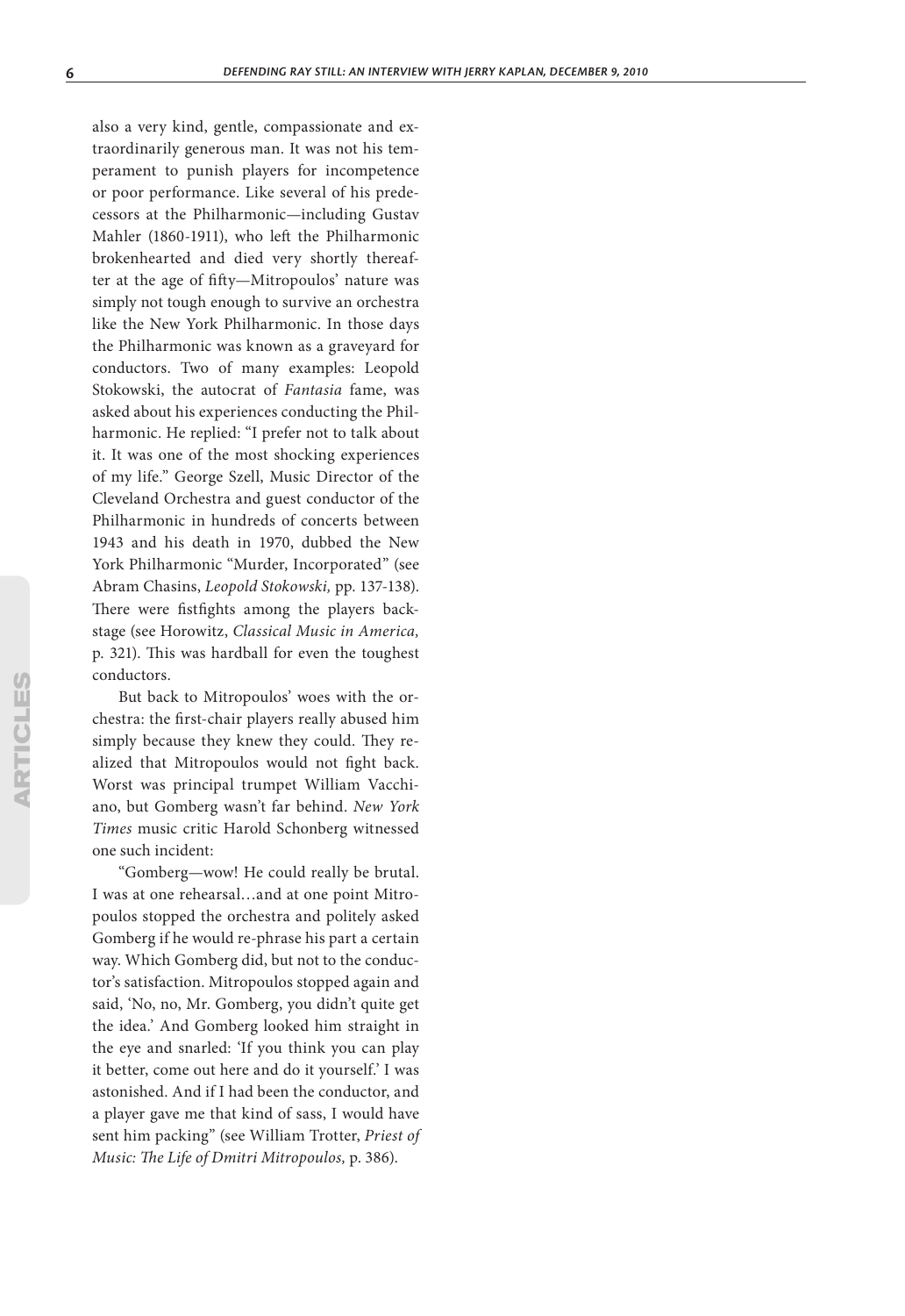also a very kind, gentle, compassionate and extraordinarily generous man. It was not his temperament to punish players for incompetence or poor performance. Like several of his predecessors at the Philharmonic—including Gustav Mahler (1860-1911), who left the Philharmonic brokenhearted and died very shortly thereafter at the age of fifty—Mitropoulos' nature was simply not tough enough to survive an orchestra like the New York Philharmonic. In those days the Philharmonic was known as a graveyard for conductors. Two of many examples: Leopold Stokowski, the autocrat of *Fantasia* fame, was asked about his experiences conducting the Philharmonic. He replied: "I prefer not to talk about it. It was one of the most shocking experiences of my life." George Szell, Music Director of the Cleveland Orchestra and guest conductor of the Philharmonic in hundreds of concerts between 1943 and his death in 1970, dubbed the New York Philharmonic "Murder, Incorporated" (see Abram Chasins, *Leopold Stokowski,* pp. 137-138). There were fistfights among the players backstage (see Horowitz, *Classical Music in America,* p. 321). This was hardball for even the toughest conductors.

But back to Mitropoulos' woes with the orchestra: the first-chair players really abused him simply because they knew they could. They realized that Mitropoulos would not fight back. Worst was principal trumpet William Vacchiano, but Gomberg wasn't far behind. *New York Times* music critic Harold Schonberg witnessed one such incident:

"Gomberg—wow! He could really be brutal. I was at one rehearsal…and at one point Mitropoulos stopped the orchestra and politely asked Gomberg if he would re-phrase his part a certain way. Which Gomberg did, but not to the conductor's satisfaction. Mitropoulos stopped again and said, 'No, no, Mr. Gomberg, you didn't quite get the idea.' And Gomberg looked him straight in the eye and snarled: 'If you think you can play it better, come out here and do it yourself.' I was astonished. And if I had been the conductor, and a player gave me that kind of sass, I would have sent him packing" (see William Trotter, *Priest of Music: The Life of Dmitri Mitropoulos,* p. 386).